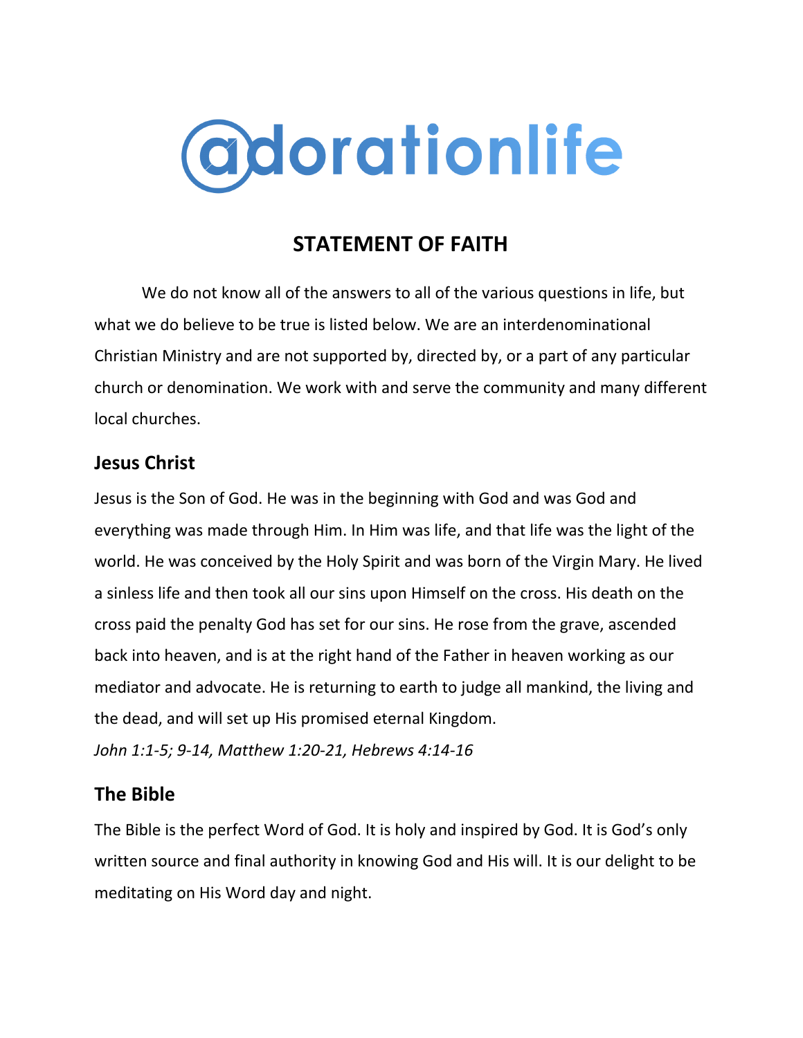# adorationlife

## STATEMENT OF FAITH

We do not know all of the answers to all of the various questions in life, but what we do believe to be true is listed below. We are an interdenominational Christian Ministry and are not supported by, directed by, or a part of any particular church or denomination. We work with and serve the community and many different local churches.

### Jesus Christ

Jesus is the Son of God. He was in the beginning with God and was God and everything was made through Him. In Him was life, and that life was the light of the world. He was conceived by the Holy Spirit and was born of the Virgin Mary. He lived a sinless life and then took all our sins upon Himself on the cross. His death on the cross paid the penalty God has set for our sins. He rose from the grave, ascended back into heaven, and is at the right hand of the Father in heaven working as our mediator and advocate. He is returning to earth to judge all mankind, the living and the dead, and will set up His promised eternal Kingdom.

*John 1:1-5; 9-14, Matthew 1:20-21, Hebrews 4:14-16*

### The Bible

The Bible is the perfect Word of God. It is holy and inspired by God. It is God's only written source and final authority in knowing God and His will. It is our delight to be meditating on His Word day and night.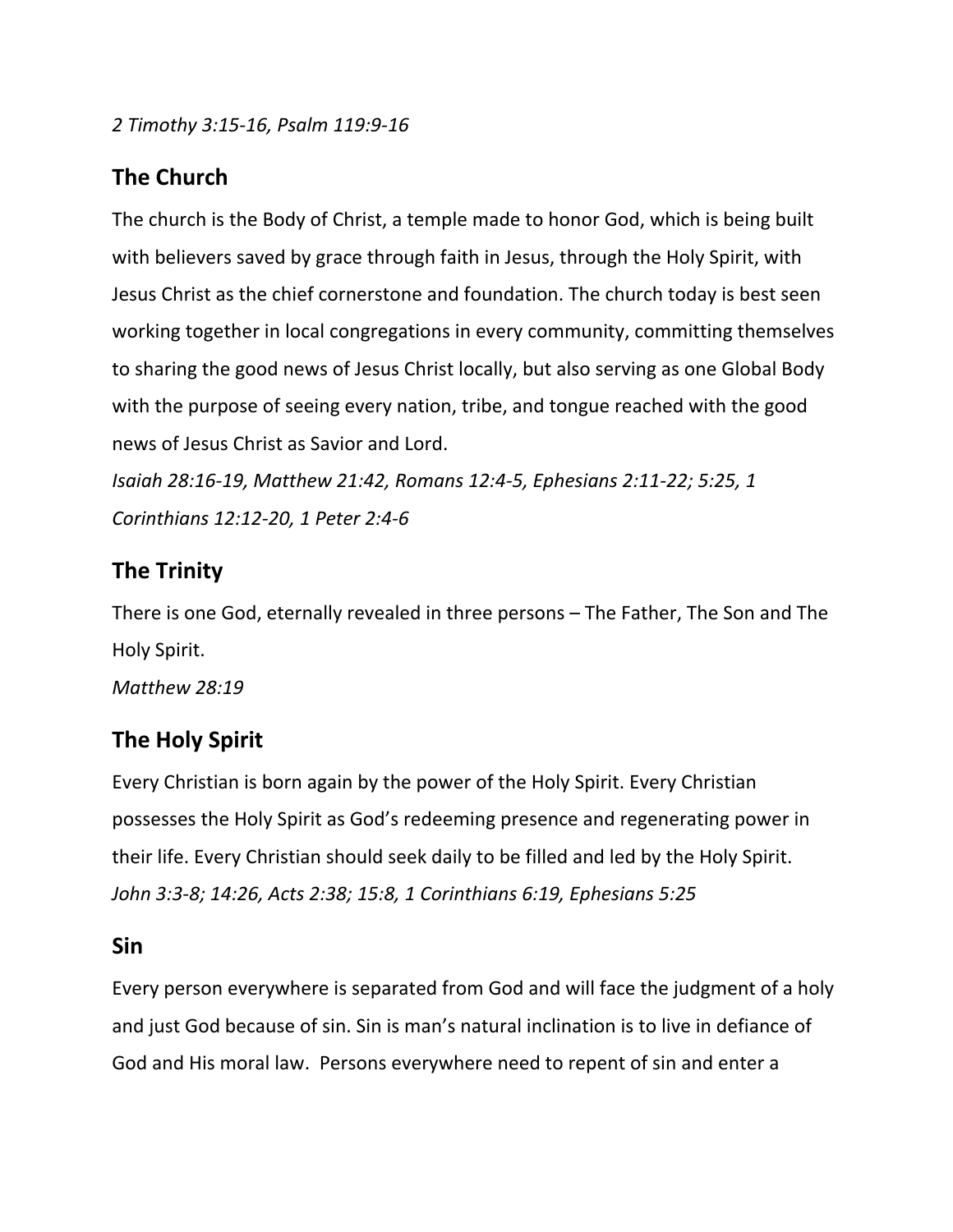*2 Timothy 3:15-16, Psalm 119:9-16*

## The Church

The church is the Body of Christ, a temple made to honor God, which is being built with believers saved by grace through faith in Jesus, through the Holy Spirit, with Jesus Christ as the chief cornerstone and foundation. The church today is best seen working together in local congregations in every community, committing themselves to sharing the good news of Jesus Christ locally, but also serving as one Global Body with the purpose of seeing every nation, tribe, and tongue reached with the good news of Jesus Christ as Savior and Lord.

*Isaiah 28:16-19, Matthew 21:42, Romans 12:4-5, Ephesians 2:11-22; 5:25, 1 Corinthians 12:12-20, 1 Peter 2:4-6*

## The Trinity

There is one God, eternally revealed in three persons – The Father, The Son and The Holy Spirit.

*Matthew 28:19*

## The Holy Spirit

Every Christian is born again by the power of the Holy Spirit. Every Christian possesses the Holy Spirit as God's redeeming presence and regenerating power in their life. Every Christian should seek daily to be filled and led by the Holy Spirit.

*John 3:3-8; 14:26, Acts 2:38; 15:8, 1 Corinthians 6:19, Ephesians 5:25*

## Sin

Every person everywhere is separated from God and will face the judgment of a holy and just God because of sin. Sin is man's natural inclination is to live in defiance of God and His moral law. Persons everywhere need to repent of sin and enter a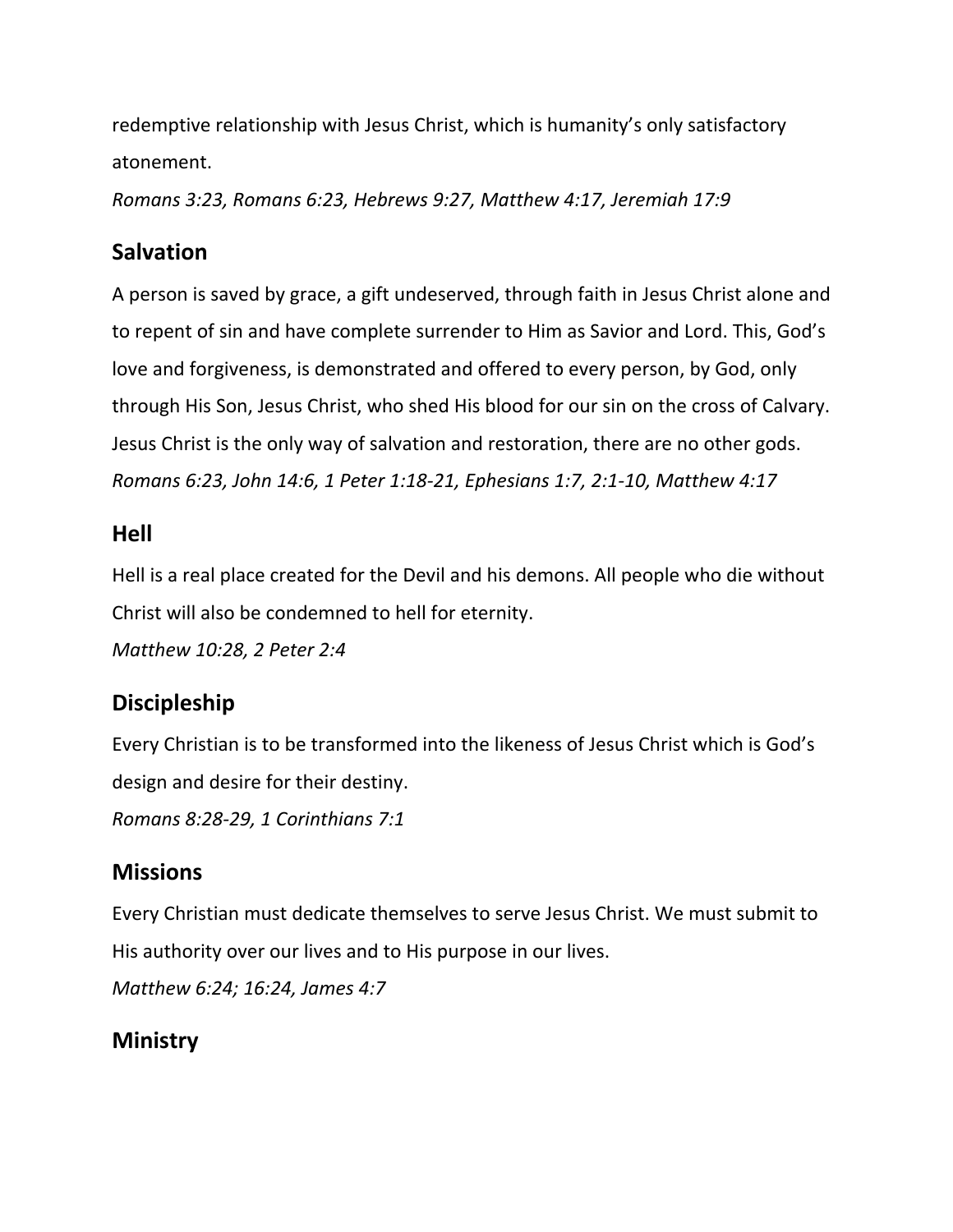redemptive relationship with Jesus Christ, which is humanity's only satisfactory atonement.

*Romans 3:23, Romans 6:23, Hebrews 9:27, Matthew 4:17, Jeremiah 17:9*

## Salvation

A person is saved by grace, a gift undeserved, through faith in Jesus Christ alone and to repent of sin and have complete surrender to Him as Savior and Lord. This, God's love and forgiveness, is demonstrated and offered to every person, by God, only through His Son, Jesus Christ, who shed His blood for our sin on the cross of Calvary. Jesus Christ is the only way of salvation and restoration, there are no other gods.

*Romans 6:23, John 14:6, 1 Peter 1:18-21, Ephesians 1:7, 2:1-10, Matthew 4:17*

## Hell

Hell is a real place created for the Devil and his demons. All people who die without Christ will also be condemned to hell for eternity.

*Matthew 10:28, 2 Peter 2:4*

## Discipleship

Every Christian is to be transformed into the likeness of Jesus Christ which is God's design and desire for their destiny.

*Romans 8:28-29, 1 Corinthians 7:1*

## Missions

Every Christian must dedicate themselves to serve Jesus Christ. We must submit to His authority over our lives and to His purpose in our lives.

*Matthew 6:24; 16:24, James 4:7*

## Ministry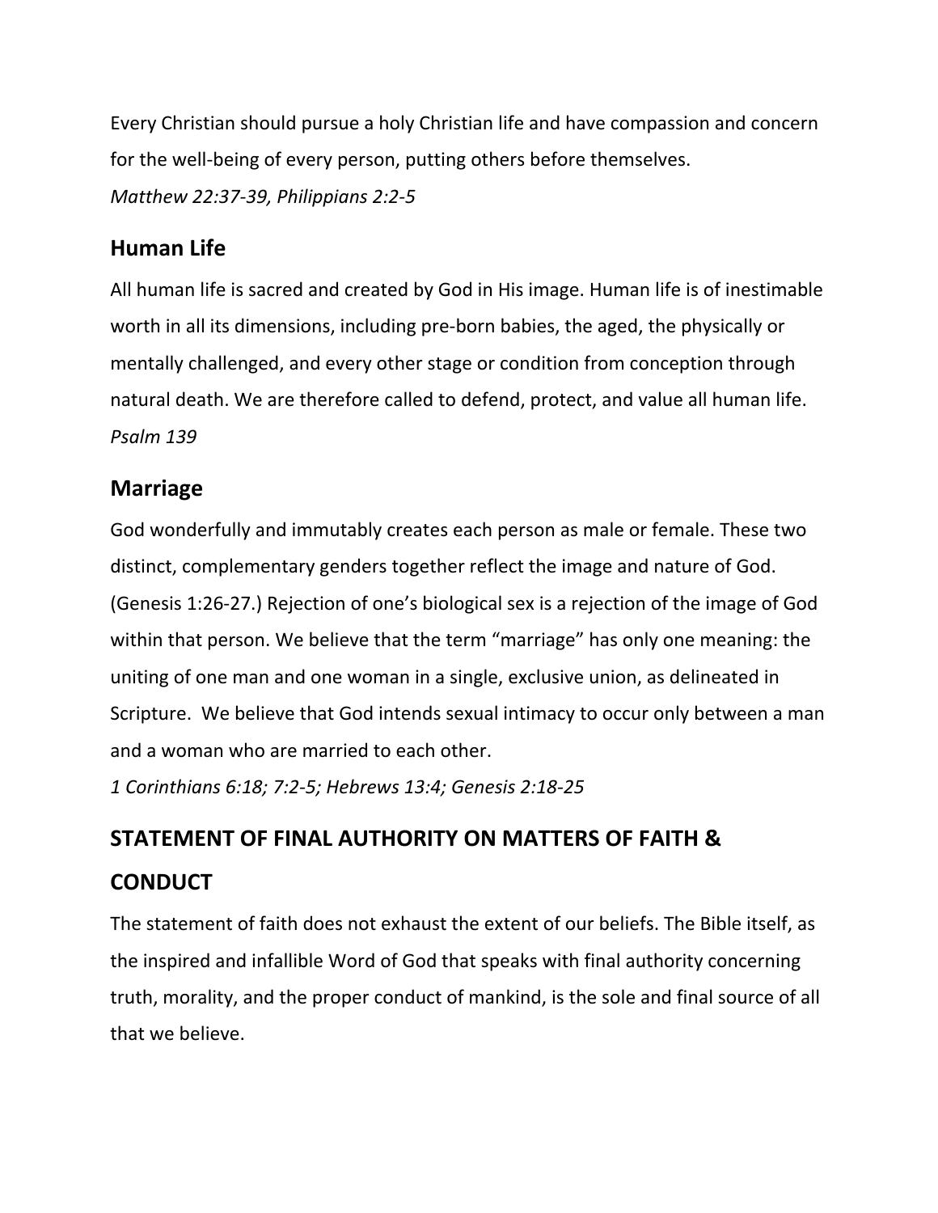Every Christian should pursue a holy Christian life and have compassion and concern for the well-being of every person, putting others before themselves.
*Matthew 22:37-39, Philippians 2:2-5*

## Human Life

All human life is sacred and created by God in His image. Human life is of inestimable worth in all its dimensions, including pre-born babies, the aged, the physically or mentally challenged, and every other stage or condition from conception through natural death. We are therefore called to defend, protect, and value all human life.
*Psalm 139*

## Marriage

God wonderfully and immutably creates each person as male or female. These two distinct, complementary genders together reflect the image and nature of God. (Genesis 1:26-27.) Rejection of one's biological sex is a rejection of the image of God within that person. We believe that the term "marriage" has only one meaning: the uniting of one man and one woman in a single, exclusive union, as delineated in Scripture. We believe that God intends sexual intimacy to occur only between a man and a woman who are married to each other.
*1 Corinthians 6:18; 7:2-5; Hebrews 13:4; Genesis 2:18-25*

# STATEMENT OF FINAL AUTHORITY ON MATTERS OF FAITH & CONDUCT

The statement of faith does not exhaust the extent of our beliefs. The Bible itself, as the inspired and infallible Word of God that speaks with final authority concerning truth, morality, and the proper conduct of mankind, is the sole and final source of all that we believe.